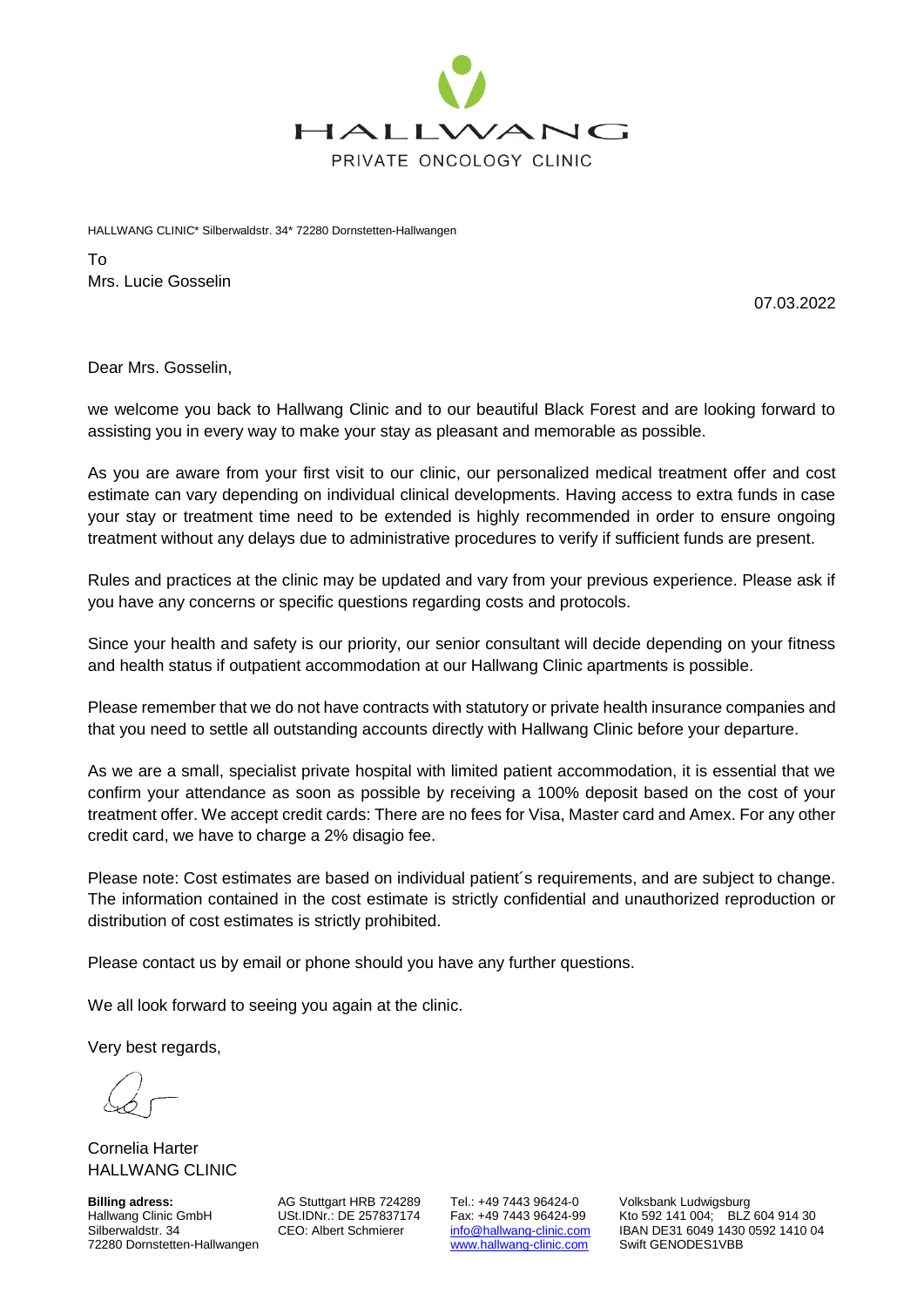HALLWANG

PRIVATE ONCOLOGY CLINIC

HALLWANG CLINIC* Silberwaldstr. 34* 72280 Dornstetten-Hallwangen

To
Mrs. Lucie Gosselin

07.03.2022

Dear Mrs. Gosselin,

we welcome you back to Hallwang Clinic and to our beautiful Black Forest and are looking forward to assisting you in every way to make your stay as pleasant and memorable as possible.

As you are aware from your first visit to our clinic, our personalized medical treatment offer and cost estimate can vary depending on individual clinical developments. Having access to extra funds in case your stay or treatment time need to be extended is highly recommended in order to ensure ongoing treatment without any delays due to administrative procedures to verify if sufficient funds are present.

Rules and practices at the clinic may be updated and vary from your previous experience. Please ask if you have any concerns or specific questions regarding costs and protocols.

Since your health and safety is our priority, our senior consultant will decide depending on your fitness and health status if outpatient accommodation at our Hallwang Clinic apartments is possible.

Please remember that we do not have contracts with statutory or private health insurance companies and that you need to settle all outstanding accounts directly with Hallwang Clinic before your departure.

As we are a small, specialist private hospital with limited patient accommodation, it is essential that we confirm your attendance as soon as possible by receiving a 100% deposit based on the cost of your treatment offer. We accept credit cards: There are no fees for Visa, Master card and Amex. For any other credit card, we have to charge a 2% disagio fee.

Please note: Cost estimates are based on individual patient´s requirements, and are subject to change. The information contained in the cost estimate is strictly confidential and unauthorized reproduction or distribution of cost estimates is strictly prohibited.

Please contact us by email or phone should you have any further questions.

We all look forward to seeing you again at the clinic.

Very best regards,

Cornelia Harter
HALLWANG CLINIC

**Billing adress:**
Hallwang Clinic GmbH
Silberwaldstr. 34
72280 Dornstetten-Hallwangen

AG Stuttgart HRB 724289
USt.IDNr.: DE 257837174
CEO: Albert Schmierer

Tel.: +49 7443 96424-0
Fax: +49 7443 96424-99
info@hallwang-clinic.com
www.hallwang-clinic.com

Volksbank Ludwigsburg
Kto 592 141 004; BLZ 604 914 30
IBAN DE31 6049 1430 0592 1410 04
Swift GENODES1VBB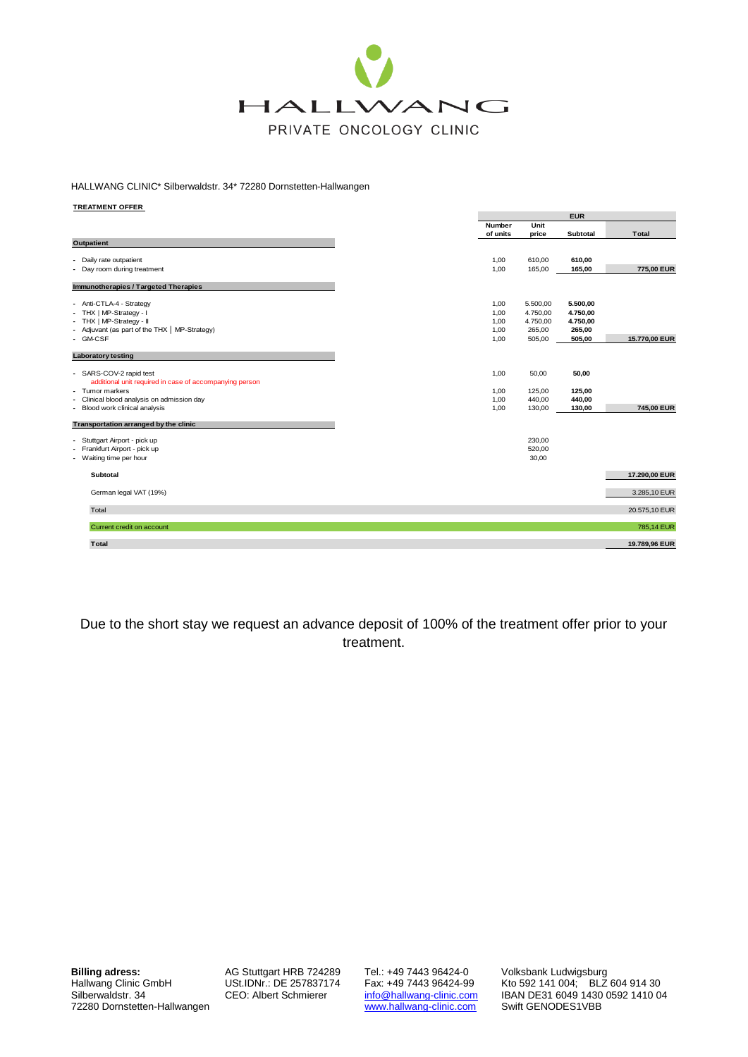HALLWANG

PRIVATE ONCOLOGY CLINIC

HALLWANG CLINIC* Silberwaldstr. 34* 72280 Dornstetten-Hallwangen

**TREATMENT OFFER**

| | EUR | | | |
|---|---|---|---|---|
| | **Number of units** | **Unit price** | **Subtotal** | **Total** |
| **Outpatient** | | | | |
| - Daily rate outpatient | 1,00 | 610,00 | **610,00** | |
| - Day room during treatment | 1,00 | 165,00 | **165,00** | **775,00 EUR** |
| **Immunotherapies / Targeted Therapies** | | | | |
| - Anti-CTLA-4 - Strategy | 1,00 | 5.500,00 | **5.500,00** | |
| - THX │ MP-Strategy - I | 1,00 | 4.750,00 | **4.750,00** | |
| - THX │ MP-Strategy - II | 1,00 | 4.750,00 | **4.750,00** | |
| - Adjuvant (as part of the THX │ MP-Strategy) | 1,00 | 265,00 | **265,00** | |
| - GM-CSF | 1,00 | 505,00 | **505,00** | **15.770,00 EUR** |
| **Laboratory testing** | | | | |
| - SARS-COV-2 rapid test<br>additional unit required in case of accompanying person | 1,00 | 50,00 | **50,00** | |
| - Tumor markers | 1,00 | 125,00 | **125,00** | |
| - Clinical blood analysis on admission day | 1,00 | 440,00 | **440,00** | |
| - Blood work clinical analysis | 1,00 | 130,00 | **130,00** | **745,00 EUR** |
| **Transportation arranged by the clinic** | | | | |
| - Stuttgart Airport - pick up | | 230,00 | | |
| - Frankfurt Airport - pick up | | 520,00 | | |
| - Waiting time per hour | | 30,00 | | |
| **Subtotal** | | | | **17.290,00 EUR** |
| German legal VAT (19%) | | | | 3.285,10 EUR |
| Total | | | | 20.575,10 EUR |
| Current credit on account | | | | 785,14 EUR |
| **Total** | | | | **19.789,96 EUR** |

Due to the short stay we request an advance deposit of 100% of the treatment offer prior to your treatment.

**Billing adress:**
Hallwang Clinic GmbH
Silberwaldstr. 34
72280 Dornstetten-Hallwangen

AG Stuttgart HRB 724289
USt.IDNr.: DE 257837174
CEO: Albert Schmierer

Tel.: +49 7443 96424-0
Fax: +49 7443 96424-99
info@hallwang-clinic.com
www.hallwang-clinic.com

Volksbank Ludwigsburg
Kto 592 141 004; BLZ 604 914 30
IBAN DE31 6049 1430 0592 1410 04
Swift GENODES1VBB